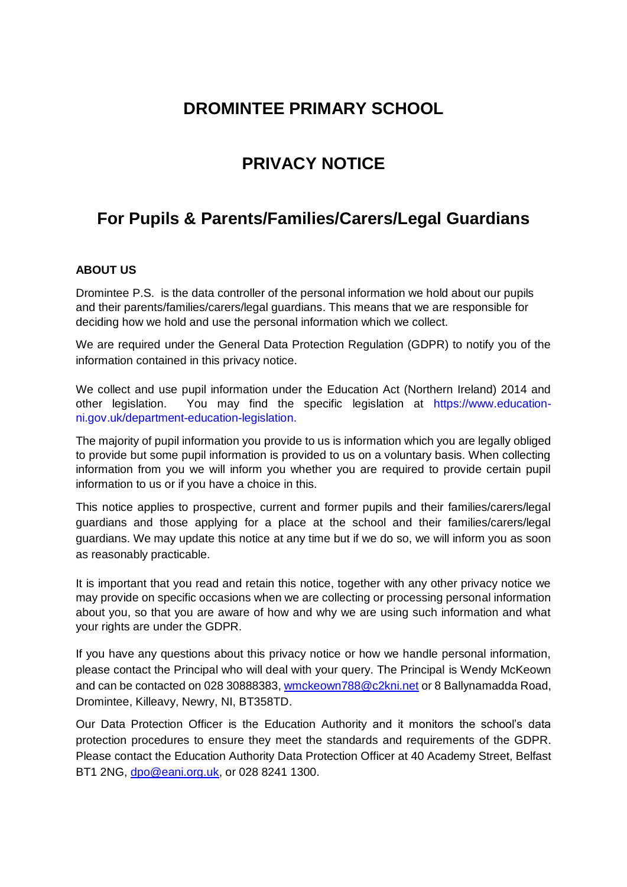# DROMINTEE PRIMARY SCHOOL

# PRIVACY NOTICE

## For Pupils & Parents/Families/Carers/Legal Guardians

**ABOUT US**

Dromintee P.S. is the data controller of the personal information we hold about our pupils and their parents/families/carers/legal guardians. This means that we are responsible for deciding how we hold and use the personal information which we collect.

We are required under the General Data Protection Regulation (GDPR) to notify you of the information contained in this privacy notice.

We collect and use pupil information under the Education Act (Northern Ireland) 2014 and other legislation. You may find the specific legislation at https://www.education-ni.gov.uk/department-education-legislation.

The majority of pupil information you provide to us is information which you are legally obliged to provide but some pupil information is provided to us on a voluntary basis. When collecting information from you we will inform you whether you are required to provide certain pupil information to us or if you have a choice in this.

This notice applies to prospective, current and former pupils and their families/carers/legal guardians and those applying for a place at the school and their families/carers/legal guardians. We may update this notice at any time but if we do so, we will inform you as soon as reasonably practicable.

It is important that you read and retain this notice, together with any other privacy notice we may provide on specific occasions when we are collecting or processing personal information about you, so that you are aware of how and why we are using such information and what your rights are under the GDPR.

If you have any questions about this privacy notice or how we handle personal information, please contact the Principal who will deal with your query. The Principal is Wendy McKeown and can be contacted on 028 30888383, wmckeown788@c2kni.net or 8 Ballynamadda Road, Dromintee, Killeavy, Newry, NI, BT358TD.

Our Data Protection Officer is the Education Authority and it monitors the school's data protection procedures to ensure they meet the standards and requirements of the GDPR. Please contact the Education Authority Data Protection Officer at 40 Academy Street, Belfast BT1 2NG, dpo@eani.org.uk, or 028 8241 1300.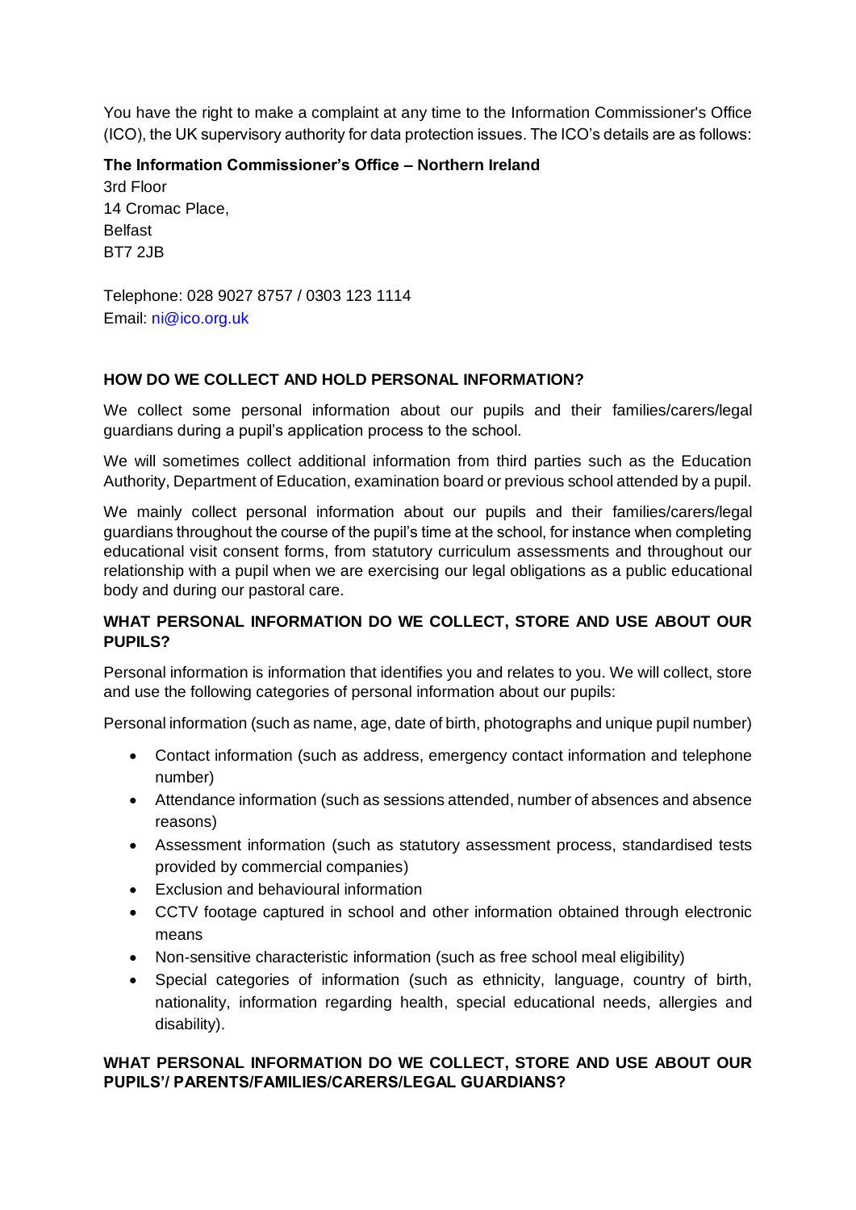You have the right to make a complaint at any time to the Information Commissioner's Office (ICO), the UK supervisory authority for data protection issues. The ICO's details are as follows:

**The Information Commissioner's Office – Northern Ireland**
3rd Floor
14 Cromac Place,
Belfast
BT7 2JB

Telephone: 028 9027 8757 / 0303 123 1114
Email: ni@ico.org.uk

## HOW DO WE COLLECT AND HOLD PERSONAL INFORMATION?

We collect some personal information about our pupils and their families/carers/legal guardians during a pupil's application process to the school.

We will sometimes collect additional information from third parties such as the Education Authority, Department of Education, examination board or previous school attended by a pupil.

We mainly collect personal information about our pupils and their families/carers/legal guardians throughout the course of the pupil's time at the school, for instance when completing educational visit consent forms, from statutory curriculum assessments and throughout our relationship with a pupil when we are exercising our legal obligations as a public educational body and during our pastoral care.

## WHAT PERSONAL INFORMATION DO WE COLLECT, STORE AND USE ABOUT OUR PUPILS?

Personal information is information that identifies you and relates to you. We will collect, store and use the following categories of personal information about our pupils:

Personal information (such as name, age, date of birth, photographs and unique pupil number)

- Contact information (such as address, emergency contact information and telephone number)
- Attendance information (such as sessions attended, number of absences and absence reasons)
- Assessment information (such as statutory assessment process, standardised tests provided by commercial companies)
- Exclusion and behavioural information
- CCTV footage captured in school and other information obtained through electronic means
- Non-sensitive characteristic information (such as free school meal eligibility)
- Special categories of information (such as ethnicity, language, country of birth, nationality, information regarding health, special educational needs, allergies and disability).

## WHAT PERSONAL INFORMATION DO WE COLLECT, STORE AND USE ABOUT OUR PUPILS'/ PARENTS/FAMILIES/CARERS/LEGAL GUARDIANS?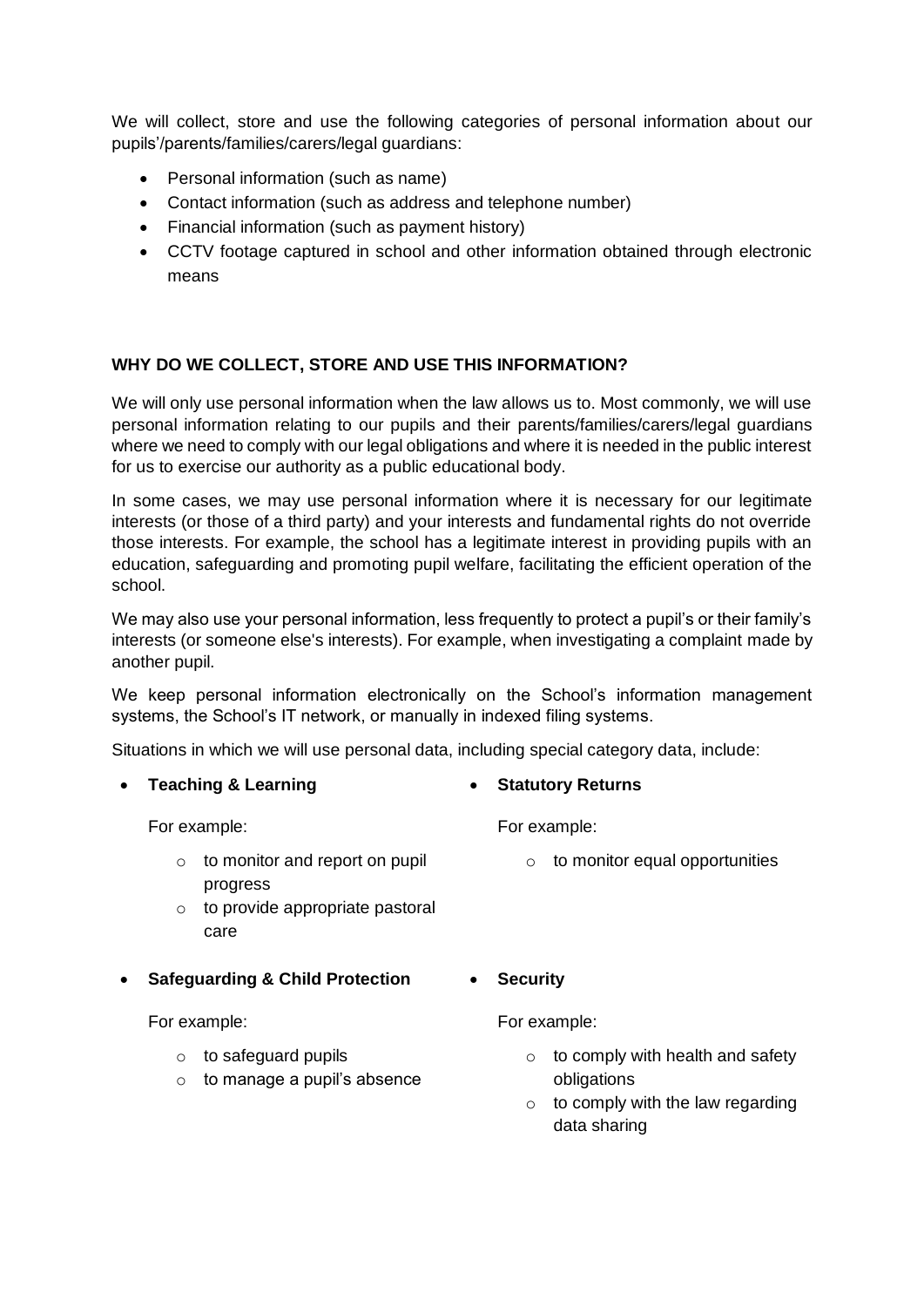We will collect, store and use the following categories of personal information about our pupils'/parents/families/carers/legal guardians:

- Personal information (such as name)
- Contact information (such as address and telephone number)
- Financial information (such as payment history)
- CCTV footage captured in school and other information obtained through electronic means

**WHY DO WE COLLECT, STORE AND USE THIS INFORMATION?**

We will only use personal information when the law allows us to. Most commonly, we will use personal information relating to our pupils and their parents/families/carers/legal guardians where we need to comply with our legal obligations and where it is needed in the public interest for us to exercise our authority as a public educational body.

In some cases, we may use personal information where it is necessary for our legitimate interests (or those of a third party) and your interests and fundamental rights do not override those interests. For example, the school has a legitimate interest in providing pupils with an education, safeguarding and promoting pupil welfare, facilitating the efficient operation of the school.

We may also use your personal information, less frequently to protect a pupil's or their family's interests (or someone else's interests). For example, when investigating a complaint made by another pupil.

We keep personal information electronically on the School's information management systems, the School's IT network, or manually in indexed filing systems.

Situations in which we will use personal data, including special category data, include:

- **Teaching & Learning**

  For example:

  - to monitor and report on pupil progress
  - to provide appropriate pastoral care

- **Statutory Returns**

  For example:

  - to monitor equal opportunities

- **Safeguarding & Child Protection**

  For example:

  - to safeguard pupils
  - to manage a pupil's absence

- **Security**

  For example:

  - to comply with health and safety obligations
  - to comply with the law regarding data sharing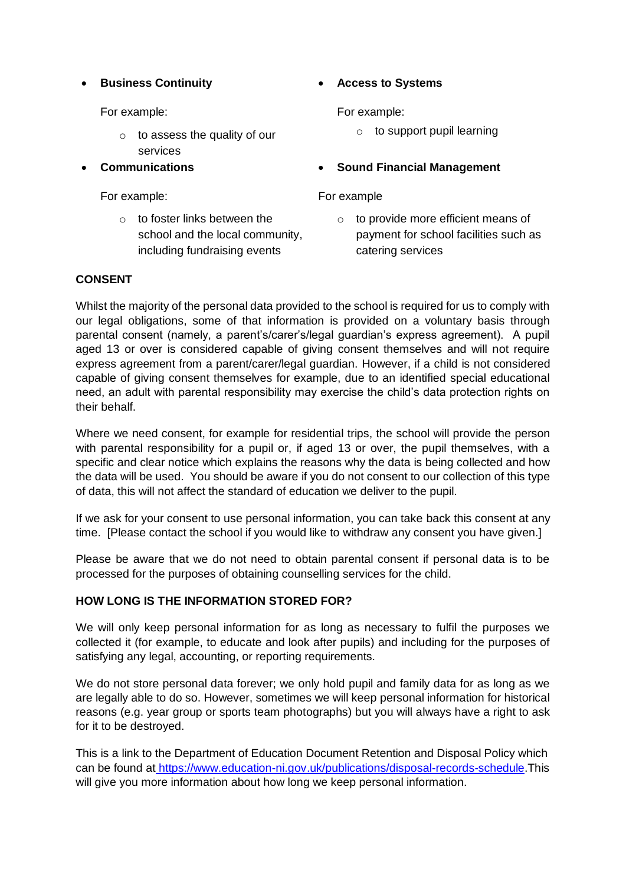- **Business Continuity**

  For example:

  - to assess the quality of our services

- **Communications**

  For example:

  - to foster links between the school and the local community, including fundraising events

- **Access to Systems**

  For example:

  - to support pupil learning

- **Sound Financial Management**

  For example

  - to provide more efficient means of payment for school facilities such as catering services

**CONSENT**

Whilst the majority of the personal data provided to the school is required for us to comply with our legal obligations, some of that information is provided on a voluntary basis through parental consent (namely, a parent's/carer's/legal guardian's express agreement). A pupil aged 13 or over is considered capable of giving consent themselves and will not require express agreement from a parent/carer/legal guardian. However, if a child is not considered capable of giving consent themselves for example, due to an identified special educational need, an adult with parental responsibility may exercise the child's data protection rights on their behalf.

Where we need consent, for example for residential trips, the school will provide the person with parental responsibility for a pupil or, if aged 13 or over, the pupil themselves, with a specific and clear notice which explains the reasons why the data is being collected and how the data will be used. You should be aware if you do not consent to our collection of this type of data, this will not affect the standard of education we deliver to the pupil.

If we ask for your consent to use personal information, you can take back this consent at any time. [Please contact the school if you would like to withdraw any consent you have given.]

Please be aware that we do not need to obtain parental consent if personal data is to be processed for the purposes of obtaining counselling services for the child.

**HOW LONG IS THE INFORMATION STORED FOR?**

We will only keep personal information for as long as necessary to fulfil the purposes we collected it (for example, to educate and look after pupils) and including for the purposes of satisfying any legal, accounting, or reporting requirements.

We do not store personal data forever; we only hold pupil and family data for as long as we are legally able to do so. However, sometimes we will keep personal information for historical reasons (e.g. year group or sports team photographs) but you will always have a right to ask for it to be destroyed.

This is a link to the Department of Education Document Retention and Disposal Policy which can be found at https://www.education-ni.gov.uk/publications/disposal-records-schedule. This will give you more information about how long we keep personal information.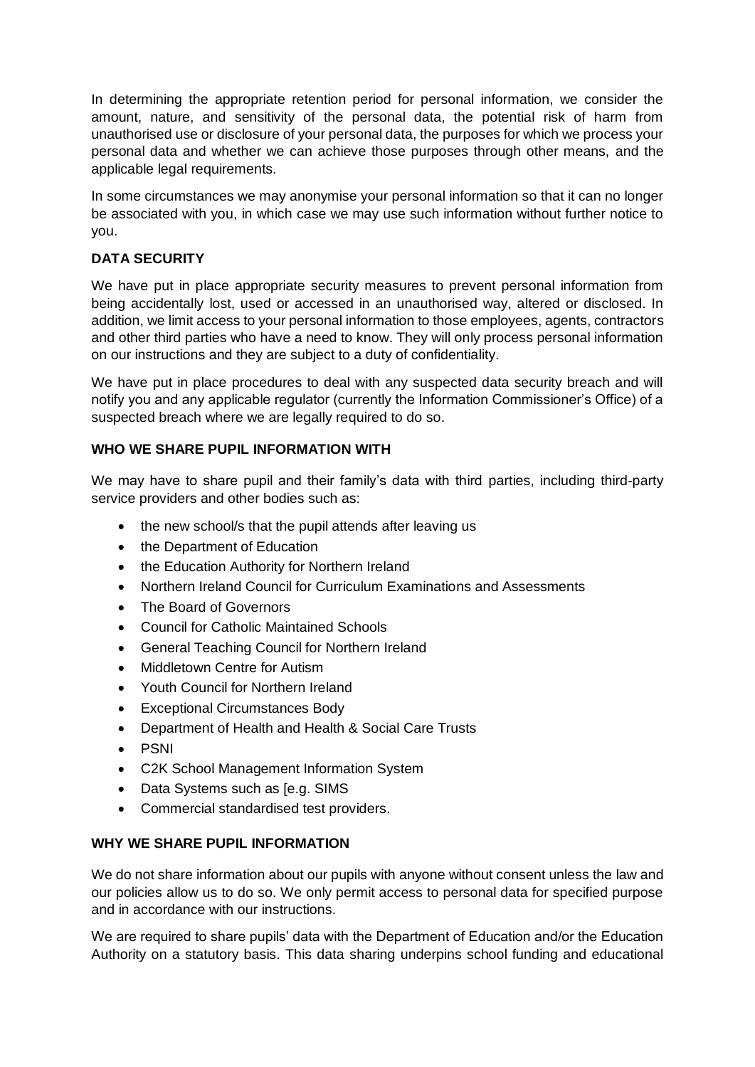In determining the appropriate retention period for personal information, we consider the amount, nature, and sensitivity of the personal data, the potential risk of harm from unauthorised use or disclosure of your personal data, the purposes for which we process your personal data and whether we can achieve those purposes through other means, and the applicable legal requirements.

In some circumstances we may anonymise your personal information so that it can no longer be associated with you, in which case we may use such information without further notice to you.

**DATA SECURITY**

We have put in place appropriate security measures to prevent personal information from being accidentally lost, used or accessed in an unauthorised way, altered or disclosed. In addition, we limit access to your personal information to those employees, agents, contractors and other third parties who have a need to know. They will only process personal information on our instructions and they are subject to a duty of confidentiality.

We have put in place procedures to deal with any suspected data security breach and will notify you and any applicable regulator (currently the Information Commissioner's Office) of a suspected breach where we are legally required to do so.

**WHO WE SHARE PUPIL INFORMATION WITH**

We may have to share pupil and their family's data with third parties, including third-party service providers and other bodies such as:

- the new school/s that the pupil attends after leaving us
- the Department of Education
- the Education Authority for Northern Ireland
- Northern Ireland Council for Curriculum Examinations and Assessments
- The Board of Governors
- Council for Catholic Maintained Schools
- General Teaching Council for Northern Ireland
- Middletown Centre for Autism
- Youth Council for Northern Ireland
- Exceptional Circumstances Body
- Department of Health and Health & Social Care Trusts
- PSNI
- C2K School Management Information System
- Data Systems such as [e.g. SIMS
- Commercial standardised test providers.

**WHY WE SHARE PUPIL INFORMATION**

We do not share information about our pupils with anyone without consent unless the law and our policies allow us to do so. We only permit access to personal data for specified purpose and in accordance with our instructions.

We are required to share pupils' data with the Department of Education and/or the Education Authority on a statutory basis. This data sharing underpins school funding and educational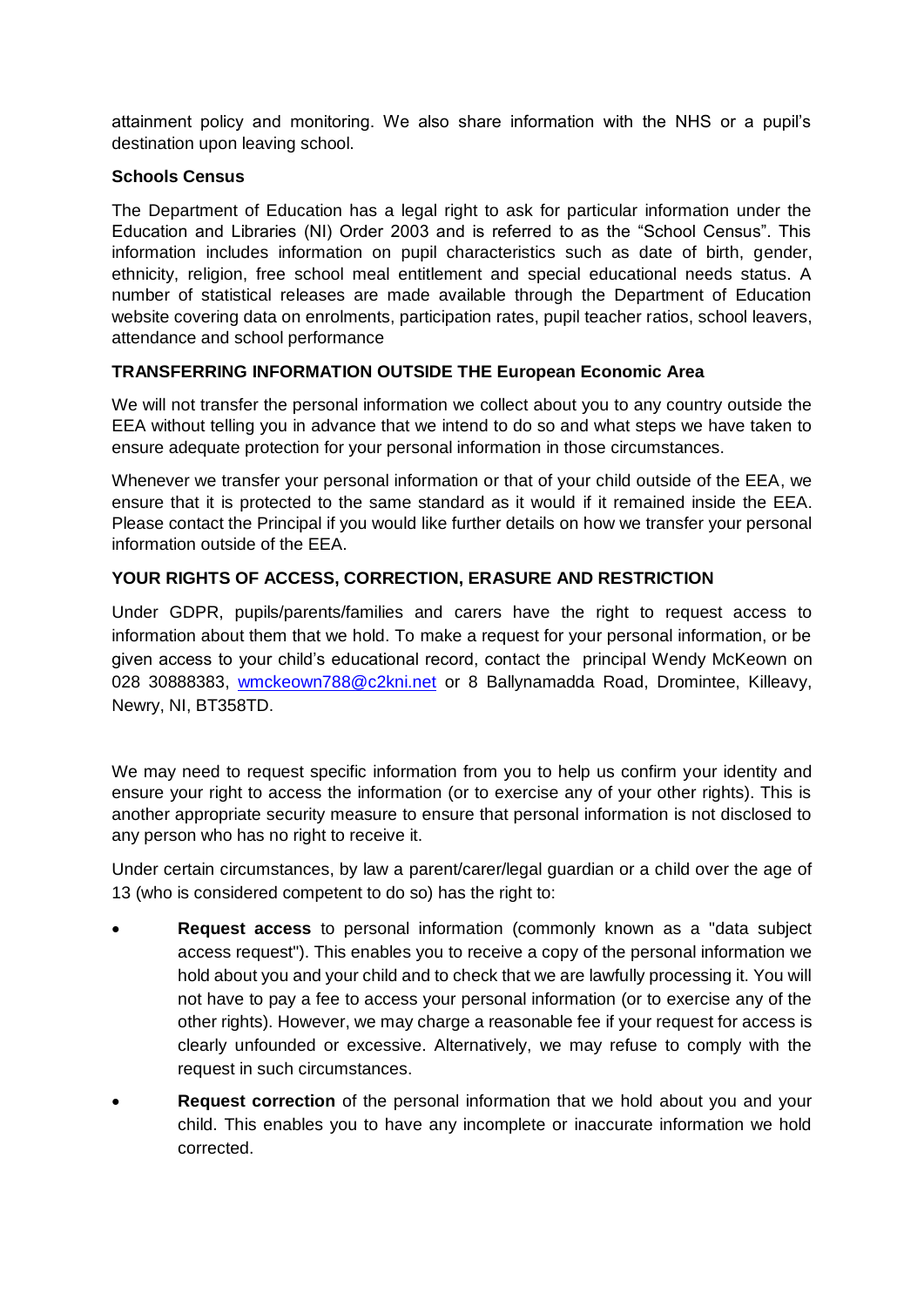attainment policy and monitoring. We also share information with the NHS or a pupil's destination upon leaving school.

**Schools Census**

The Department of Education has a legal right to ask for particular information under the Education and Libraries (NI) Order 2003 and is referred to as the "School Census". This information includes information on pupil characteristics such as date of birth, gender, ethnicity, religion, free school meal entitlement and special educational needs status. A number of statistical releases are made available through the Department of Education website covering data on enrolments, participation rates, pupil teacher ratios, school leavers, attendance and school performance

**TRANSFERRING INFORMATION OUTSIDE THE European Economic Area**

We will not transfer the personal information we collect about you to any country outside the EEA without telling you in advance that we intend to do so and what steps we have taken to ensure adequate protection for your personal information in those circumstances.

Whenever we transfer your personal information or that of your child outside of the EEA, we ensure that it is protected to the same standard as it would if it remained inside the EEA. Please contact the Principal if you would like further details on how we transfer your personal information outside of the EEA.

**YOUR RIGHTS OF ACCESS, CORRECTION, ERASURE AND RESTRICTION**

Under GDPR, pupils/parents/families and carers have the right to request access to information about them that we hold. To make a request for your personal information, or be given access to your child's educational record, contact the principal Wendy McKeown on 028 30888383, wmckeown788@c2kni.net or 8 Ballynamadda Road, Dromintee, Killeavy, Newry, NI, BT358TD.

We may need to request specific information from you to help us confirm your identity and ensure your right to access the information (or to exercise any of your other rights). This is another appropriate security measure to ensure that personal information is not disclosed to any person who has no right to receive it.

Under certain circumstances, by law a parent/carer/legal guardian or a child over the age of 13 (who is considered competent to do so) has the right to:

- **Request access** to personal information (commonly known as a "data subject access request"). This enables you to receive a copy of the personal information we hold about you and your child and to check that we are lawfully processing it. You will not have to pay a fee to access your personal information (or to exercise any of the other rights). However, we may charge a reasonable fee if your request for access is clearly unfounded or excessive. Alternatively, we may refuse to comply with the request in such circumstances.
- **Request correction** of the personal information that we hold about you and your child. This enables you to have any incomplete or inaccurate information we hold corrected.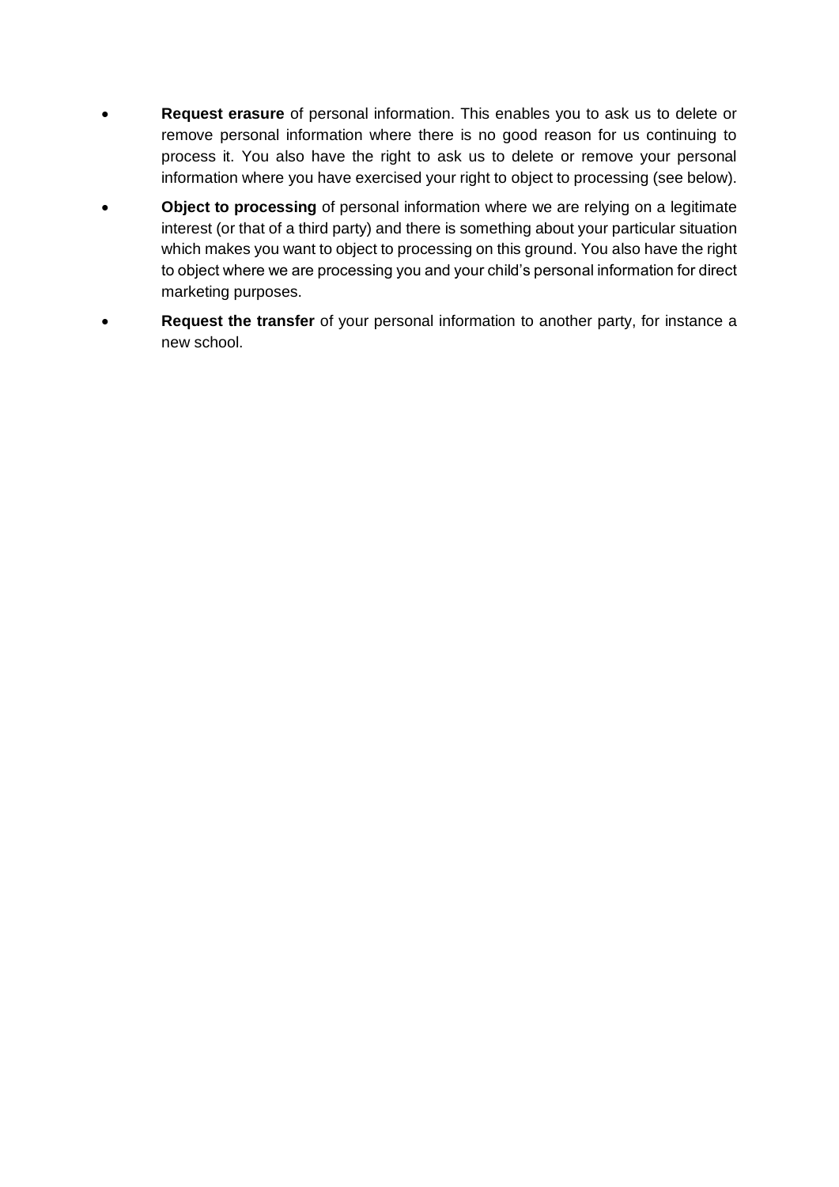- **Request erasure** of personal information. This enables you to ask us to delete or remove personal information where there is no good reason for us continuing to process it. You also have the right to ask us to delete or remove your personal information where you have exercised your right to object to processing (see below).
- **Object to processing** of personal information where we are relying on a legitimate interest (or that of a third party) and there is something about your particular situation which makes you want to object to processing on this ground. You also have the right to object where we are processing you and your child's personal information for direct marketing purposes.
- **Request the transfer** of your personal information to another party, for instance a new school.